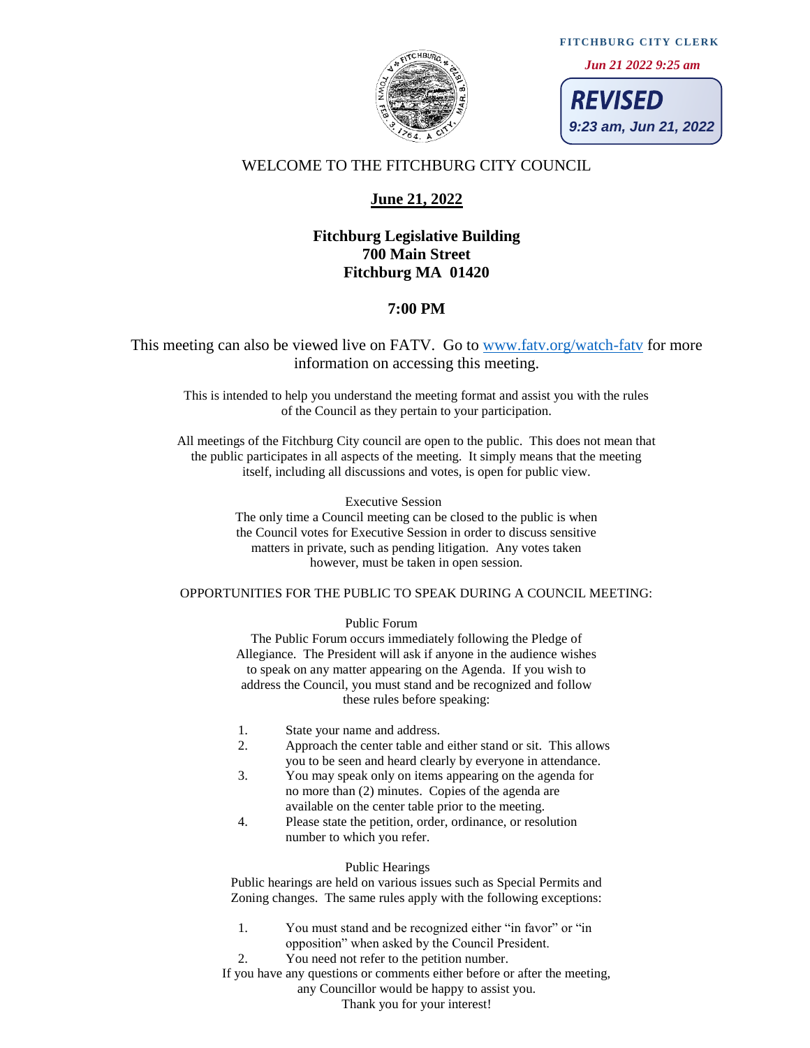FITCHBURG CITY CLERK

*Jun 21 2022 9:25 am*

**REVISED**
*9:23 am, Jun 21, 2022*

# WELCOME TO THE FITCHBURG CITY COUNCIL

**June 21, 2022**

**Fitchburg Legislative Building**
**700 Main Street**
**Fitchburg MA 01420**

**7:00 PM**

This meeting can also be viewed live on FATV. Go to www.fatv.org/watch-fatv for more information on accessing this meeting.

This is intended to help you understand the meeting format and assist you with the rules of the Council as they pertain to your participation.

All meetings of the Fitchburg City council are open to the public. This does not mean that the public participates in all aspects of the meeting. It simply means that the meeting itself, including all discussions and votes, is open for public view.

Executive Session

The only time a Council meeting can be closed to the public is when the Council votes for Executive Session in order to discuss sensitive matters in private, such as pending litigation. Any votes taken however, must be taken in open session.

OPPORTUNITIES FOR THE PUBLIC TO SPEAK DURING A COUNCIL MEETING:

Public Forum

The Public Forum occurs immediately following the Pledge of Allegiance. The President will ask if anyone in the audience wishes to speak on any matter appearing on the Agenda. If you wish to address the Council, you must stand and be recognized and follow these rules before speaking:

1. State your name and address.
2. Approach the center table and either stand or sit. This allows you to be seen and heard clearly by everyone in attendance.
3. You may speak only on items appearing on the agenda for no more than (2) minutes. Copies of the agenda are available on the center table prior to the meeting.
4. Please state the petition, order, ordinance, or resolution number to which you refer.

Public Hearings

Public hearings are held on various issues such as Special Permits and Zoning changes. The same rules apply with the following exceptions:

1. You must stand and be recognized either "in favor" or "in opposition" when asked by the Council President.
2. You need not refer to the petition number.

If you have any questions or comments either before or after the meeting, any Councillor would be happy to assist you.

Thank you for your interest!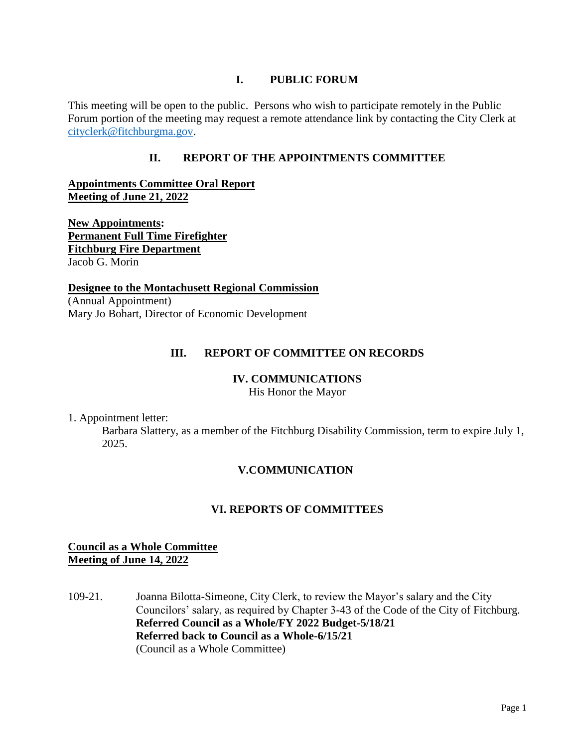## I. PUBLIC FORUM

This meeting will be open to the public. Persons who wish to participate remotely in the Public Forum portion of the meeting may request a remote attendance link by contacting the City Clerk at cityclerk@fitchburgma.gov.

## II. REPORT OF THE APPOINTMENTS COMMITTEE

**Appointments Committee Oral Report**
**Meeting of June 21, 2022**

**New Appointments:**
**Permanent Full Time Firefighter**
**Fitchburg Fire Department**
Jacob G. Morin

**Designee to the Montachusett Regional Commission**
(Annual Appointment)
Mary Jo Bohart, Director of Economic Development

## III. REPORT OF COMMITTEE ON RECORDS

## IV. COMMUNICATIONS

His Honor the Mayor

1. Appointment letter:
   Barbara Slattery, as a member of the Fitchburg Disability Commission, term to expire July 1, 2025.

## V.COMMUNICATION

## VI. REPORTS OF COMMITTEES

**Council as a Whole Committee**
**Meeting of June 14, 2022**

109-21. Joanna Bilotta-Simeone, City Clerk, to review the Mayor's salary and the City Councilors' salary, as required by Chapter 3-43 of the Code of the City of Fitchburg.
**Referred Council as a Whole/FY 2022 Budget-5/18/21**
**Referred back to Council as a Whole-6/15/21**
(Council as a Whole Committee)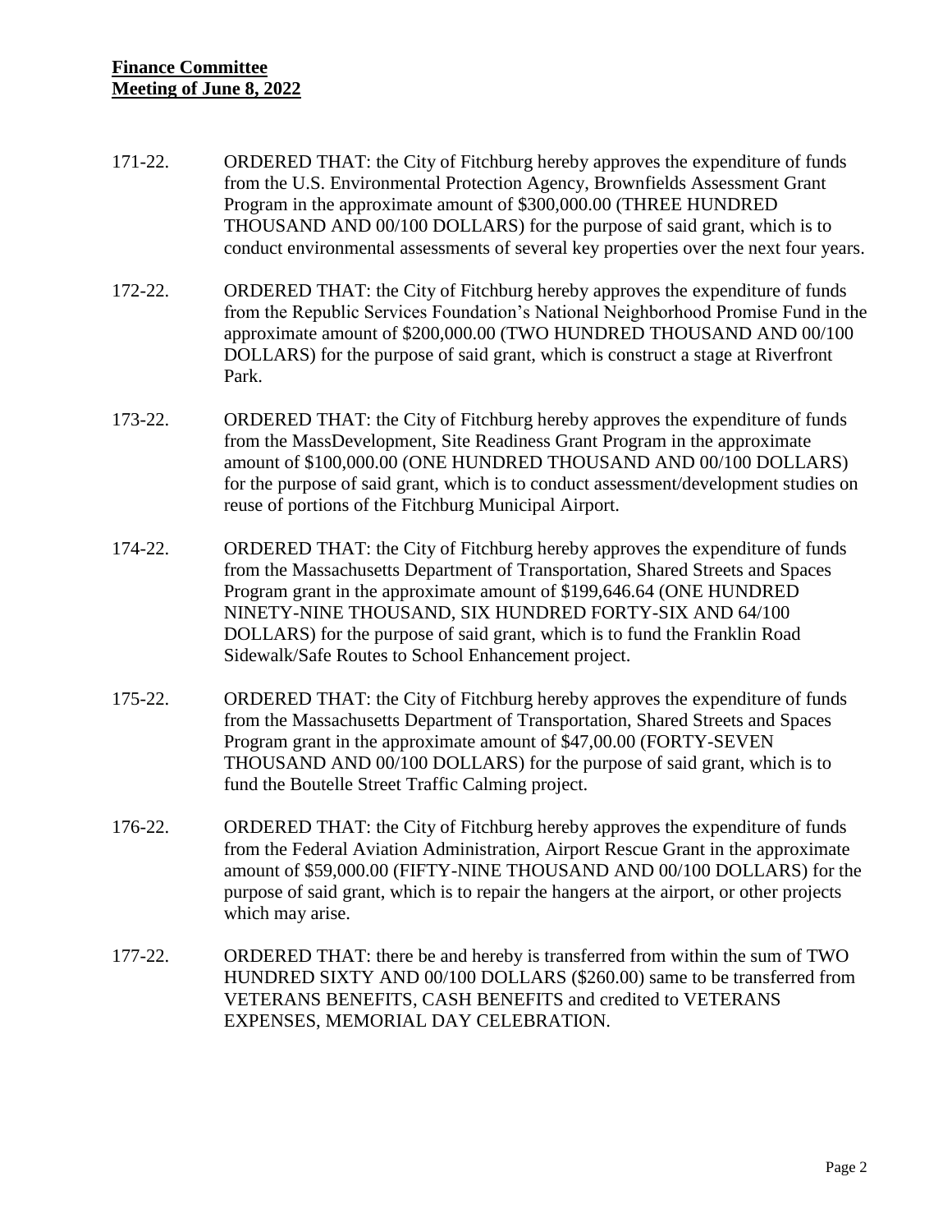**Finance Committee**
**Meeting of June 8, 2022**

171-22. ORDERED THAT: the City of Fitchburg hereby approves the expenditure of funds from the U.S. Environmental Protection Agency, Brownfields Assessment Grant Program in the approximate amount of $300,000.00 (THREE HUNDRED THOUSAND AND 00/100 DOLLARS) for the purpose of said grant, which is to conduct environmental assessments of several key properties over the next four years.

172-22. ORDERED THAT: the City of Fitchburg hereby approves the expenditure of funds from the Republic Services Foundation's National Neighborhood Promise Fund in the approximate amount of $200,000.00 (TWO HUNDRED THOUSAND AND 00/100 DOLLARS) for the purpose of said grant, which is construct a stage at Riverfront Park.

173-22. ORDERED THAT: the City of Fitchburg hereby approves the expenditure of funds from the MassDevelopment, Site Readiness Grant Program in the approximate amount of $100,000.00 (ONE HUNDRED THOUSAND AND 00/100 DOLLARS) for the purpose of said grant, which is to conduct assessment/development studies on reuse of portions of the Fitchburg Municipal Airport.

174-22. ORDERED THAT: the City of Fitchburg hereby approves the expenditure of funds from the Massachusetts Department of Transportation, Shared Streets and Spaces Program grant in the approximate amount of $199,646.64 (ONE HUNDRED NINETY-NINE THOUSAND, SIX HUNDRED FORTY-SIX AND 64/100 DOLLARS) for the purpose of said grant, which is to fund the Franklin Road Sidewalk/Safe Routes to School Enhancement project.

175-22. ORDERED THAT: the City of Fitchburg hereby approves the expenditure of funds from the Massachusetts Department of Transportation, Shared Streets and Spaces Program grant in the approximate amount of $47,00.00 (FORTY-SEVEN THOUSAND AND 00/100 DOLLARS) for the purpose of said grant, which is to fund the Boutelle Street Traffic Calming project.

176-22. ORDERED THAT: the City of Fitchburg hereby approves the expenditure of funds from the Federal Aviation Administration, Airport Rescue Grant in the approximate amount of $59,000.00 (FIFTY-NINE THOUSAND AND 00/100 DOLLARS) for the purpose of said grant, which is to repair the hangers at the airport, or other projects which may arise.

177-22. ORDERED THAT: there be and hereby is transferred from within the sum of TWO HUNDRED SIXTY AND 00/100 DOLLARS ($260.00) same to be transferred from VETERANS BENEFITS, CASH BENEFITS and credited to VETERANS EXPENSES, MEMORIAL DAY CELEBRATION.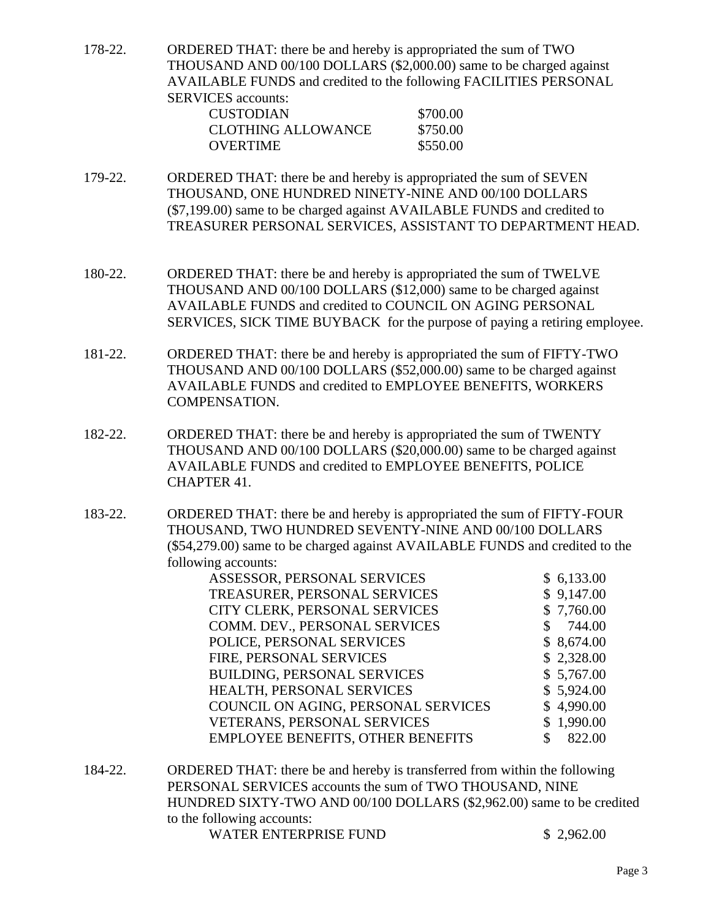178-22. ORDERED THAT: there be and hereby is appropriated the sum of TWO THOUSAND AND 00/100 DOLLARS ($2,000.00) same to be charged against AVAILABLE FUNDS and credited to the following FACILITIES PERSONAL SERVICES accounts:

| | |
|---|---|
| CUSTODIAN | $700.00 |
| CLOTHING ALLOWANCE | $750.00 |
| OVERTIME | $550.00 |

179-22. ORDERED THAT: there be and hereby is appropriated the sum of SEVEN THOUSAND, ONE HUNDRED NINETY-NINE AND 00/100 DOLLARS ($7,199.00) same to be charged against AVAILABLE FUNDS and credited to TREASURER PERSONAL SERVICES, ASSISTANT TO DEPARTMENT HEAD.

180-22. ORDERED THAT: there be and hereby is appropriated the sum of TWELVE THOUSAND AND 00/100 DOLLARS ($12,000) same to be charged against AVAILABLE FUNDS and credited to COUNCIL ON AGING PERSONAL SERVICES, SICK TIME BUYBACK for the purpose of paying a retiring employee.

181-22. ORDERED THAT: there be and hereby is appropriated the sum of FIFTY-TWO THOUSAND AND 00/100 DOLLARS ($52,000.00) same to be charged against AVAILABLE FUNDS and credited to EMPLOYEE BENEFITS, WORKERS COMPENSATION.

182-22. ORDERED THAT: there be and hereby is appropriated the sum of TWENTY THOUSAND AND 00/100 DOLLARS ($20,000.00) same to be charged against AVAILABLE FUNDS and credited to EMPLOYEE BENEFITS, POLICE CHAPTER 41.

183-22. ORDERED THAT: there be and hereby is appropriated the sum of FIFTY-FOUR THOUSAND, TWO HUNDRED SEVENTY-NINE AND 00/100 DOLLARS ($54,279.00) same to be charged against AVAILABLE FUNDS and credited to the following accounts:

| | |
|---|---|
| ASSESSOR, PERSONAL SERVICES | $ 6,133.00 |
| TREASURER, PERSONAL SERVICES | $ 9,147.00 |
| CITY CLERK, PERSONAL SERVICES | $ 7,760.00 |
| COMM. DEV., PERSONAL SERVICES | $ 744.00 |
| POLICE, PERSONAL SERVICES | $ 8,674.00 |
| FIRE, PERSONAL SERVICES | $ 2,328.00 |
| BUILDING, PERSONAL SERVICES | $ 5,767.00 |
| HEALTH, PERSONAL SERVICES | $ 5,924.00 |
| COUNCIL ON AGING, PERSONAL SERVICES | $ 4,990.00 |
| VETERANS, PERSONAL SERVICES | $ 1,990.00 |
| EMPLOYEE BENEFITS, OTHER BENEFITS | $ 822.00 |

184-22. ORDERED THAT: there be and hereby is transferred from within the following PERSONAL SERVICES accounts the sum of TWO THOUSAND, NINE HUNDRED SIXTY-TWO AND 00/100 DOLLARS ($2,962.00) same to be credited to the following accounts:

| | |
|---|---|
| WATER ENTERPRISE FUND | $ 2,962.00 |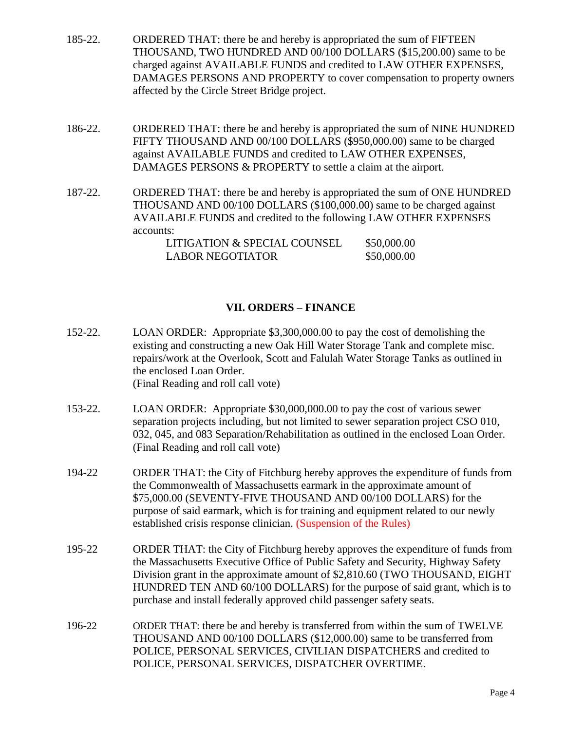185-22. ORDERED THAT: there be and hereby is appropriated the sum of FIFTEEN THOUSAND, TWO HUNDRED AND 00/100 DOLLARS ($15,200.00) same to be charged against AVAILABLE FUNDS and credited to LAW OTHER EXPENSES, DAMAGES PERSONS AND PROPERTY to cover compensation to property owners affected by the Circle Street Bridge project.

186-22. ORDERED THAT: there be and hereby is appropriated the sum of NINE HUNDRED FIFTY THOUSAND AND 00/100 DOLLARS ($950,000.00) same to be charged against AVAILABLE FUNDS and credited to LAW OTHER EXPENSES, DAMAGES PERSONS & PROPERTY to settle a claim at the airport.

187-22. ORDERED THAT: there be and hereby is appropriated the sum of ONE HUNDRED THOUSAND AND 00/100 DOLLARS ($100,000.00) same to be charged against AVAILABLE FUNDS and credited to the following LAW OTHER EXPENSES accounts:

| | |
|---|---|
| LITIGATION & SPECIAL COUNSEL | $50,000.00 |
| LABOR NEGOTIATOR | $50,000.00 |

## VII. ORDERS – FINANCE

152-22. LOAN ORDER: Appropriate $3,300,000.00 to pay the cost of demolishing the existing and constructing a new Oak Hill Water Storage Tank and complete misc. repairs/work at the Overlook, Scott and Falulah Water Storage Tanks as outlined in the enclosed Loan Order.
(Final Reading and roll call vote)

153-22. LOAN ORDER: Appropriate $30,000,000.00 to pay the cost of various sewer separation projects including, but not limited to sewer separation project CSO 010, 032, 045, and 083 Separation/Rehabilitation as outlined in the enclosed Loan Order.
(Final Reading and roll call vote)

194-22 ORDER THAT: the City of Fitchburg hereby approves the expenditure of funds from the Commonwealth of Massachusetts earmark in the approximate amount of $75,000.00 (SEVENTY-FIVE THOUSAND AND 00/100 DOLLARS) for the purpose of said earmark, which is for training and equipment related to our newly established crisis response clinician. (Suspension of the Rules)

195-22 ORDER THAT: the City of Fitchburg hereby approves the expenditure of funds from the Massachusetts Executive Office of Public Safety and Security, Highway Safety Division grant in the approximate amount of $2,810.60 (TWO THOUSAND, EIGHT HUNDRED TEN AND 60/100 DOLLARS) for the purpose of said grant, which is to purchase and install federally approved child passenger safety seats.

196-22 ORDER THAT: there be and hereby is transferred from within the sum of TWELVE THOUSAND AND 00/100 DOLLARS ($12,000.00) same to be transferred from POLICE, PERSONAL SERVICES, CIVILIAN DISPATCHERS and credited to POLICE, PERSONAL SERVICES, DISPATCHER OVERTIME.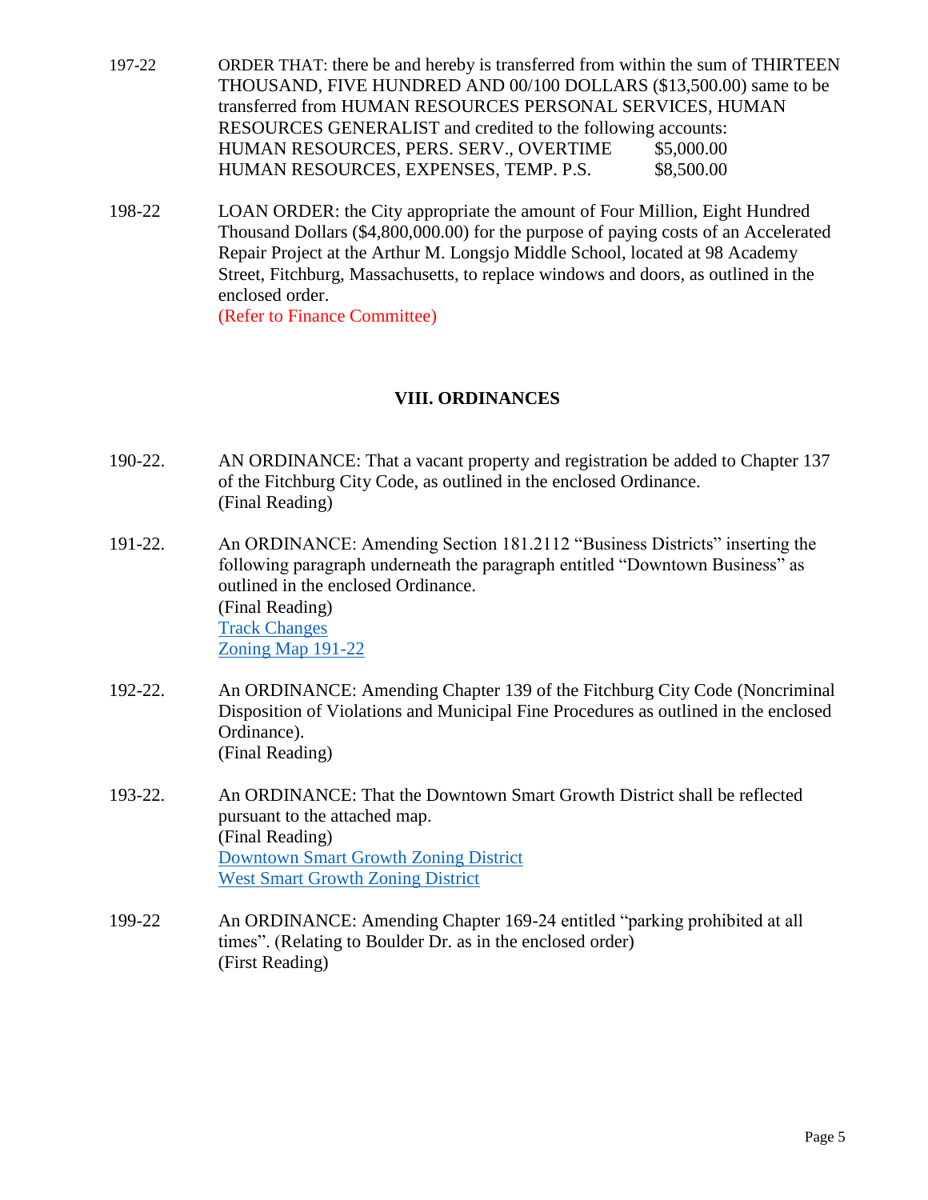197-22 ORDER THAT: there be and hereby is transferred from within the sum of THIRTEEN THOUSAND, FIVE HUNDRED AND 00/100 DOLLARS ($13,500.00) same to be transferred from HUMAN RESOURCES PERSONAL SERVICES, HUMAN RESOURCES GENERALIST and credited to the following accounts:

| | |
|---|---|
| HUMAN RESOURCES, PERS. SERV., OVERTIME | $5,000.00 |
| HUMAN RESOURCES, EXPENSES, TEMP. P.S. | $8,500.00 |

198-22 LOAN ORDER: the City appropriate the amount of Four Million, Eight Hundred Thousand Dollars ($4,800,000.00) for the purpose of paying costs of an Accelerated Repair Project at the Arthur M. Longsjo Middle School, located at 98 Academy Street, Fitchburg, Massachusetts, to replace windows and doors, as outlined in the enclosed order.
(Refer to Finance Committee)

## VIII. ORDINANCES

190-22. AN ORDINANCE: That a vacant property and registration be added to Chapter 137 of the Fitchburg City Code, as outlined in the enclosed Ordinance.
(Final Reading)

191-22. An ORDINANCE: Amending Section 181.2112 "Business Districts" inserting the following paragraph underneath the paragraph entitled "Downtown Business" as outlined in the enclosed Ordinance.
(Final Reading)
Track Changes
Zoning Map 191-22

192-22. An ORDINANCE: Amending Chapter 139 of the Fitchburg City Code (Noncriminal Disposition of Violations and Municipal Fine Procedures as outlined in the enclosed Ordinance).
(Final Reading)

193-22. An ORDINANCE: That the Downtown Smart Growth District shall be reflected pursuant to the attached map.
(Final Reading)
Downtown Smart Growth Zoning District
West Smart Growth Zoning District

199-22 An ORDINANCE: Amending Chapter 169-24 entitled "parking prohibited at all times". (Relating to Boulder Dr. as in the enclosed order)
(First Reading)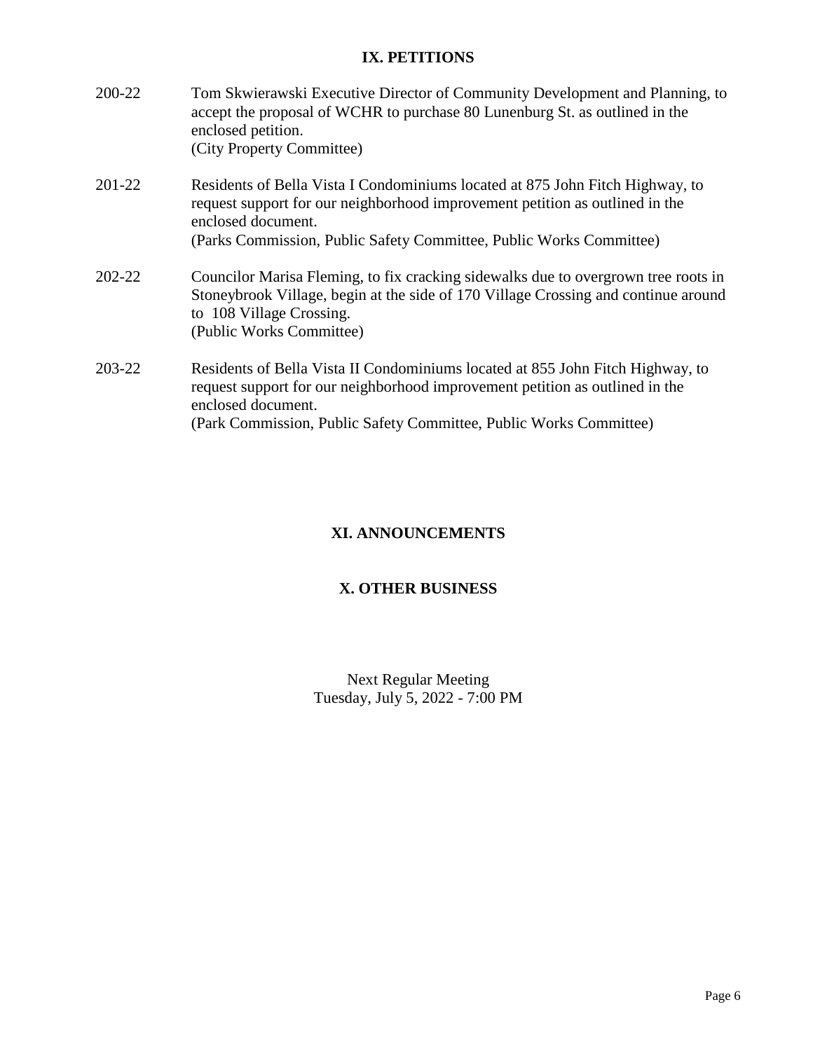## IX. PETITIONS

200-22 Tom Skwierawski Executive Director of Community Development and Planning, to accept the proposal of WCHR to purchase 80 Lunenburg St. as outlined in the enclosed petition.
(City Property Committee)

201-22 Residents of Bella Vista I Condominiums located at 875 John Fitch Highway, to request support for our neighborhood improvement petition as outlined in the enclosed document.
(Parks Commission, Public Safety Committee, Public Works Committee)

202-22 Councilor Marisa Fleming, to fix cracking sidewalks due to overgrown tree roots in Stoneybrook Village, begin at the side of 170 Village Crossing and continue around to 108 Village Crossing.
(Public Works Committee)

203-22 Residents of Bella Vista II Condominiums located at 855 John Fitch Highway, to request support for our neighborhood improvement petition as outlined in the enclosed document.
(Park Commission, Public Safety Committee, Public Works Committee)

## XI. ANNOUNCEMENTS

## X. OTHER BUSINESS

Next Regular Meeting
Tuesday, July 5, 2022 - 7:00 PM